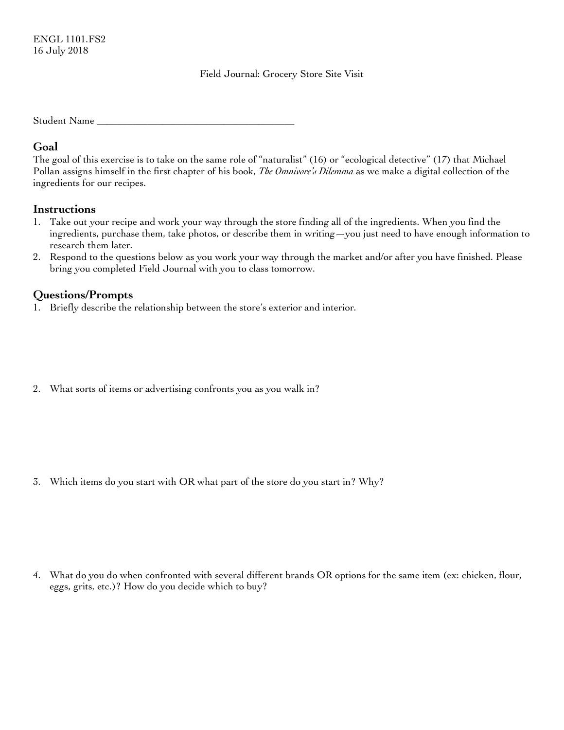ENGL 1101.FS2
16 July 2018

Field Journal: Grocery Store Site Visit

Student Name ________________________________________

## Goal

The goal of this exercise is to take on the same role of "naturalist" (16) or "ecological detective" (17) that Michael Pollan assigns himself in the first chapter of his book, *The Omnivore's Dilemma* as we make a digital collection of the ingredients for our recipes.

## Instructions

1. Take out your recipe and work your way through the store finding all of the ingredients. When you find the ingredients, purchase them, take photos, or describe them in writing—you just need to have enough information to research them later.
2. Respond to the questions below as you work your way through the market and/or after you have finished. Please bring you completed Field Journal with you to class tomorrow.

## Questions/Prompts

1. Briefly describe the relationship between the store's exterior and interior.

2. What sorts of items or advertising confronts you as you walk in?

3. Which items do you start with OR what part of the store do you start in? Why?

4. What do you do when confronted with several different brands OR options for the same item (ex: chicken, flour, eggs, grits, etc.)? How do you decide which to buy?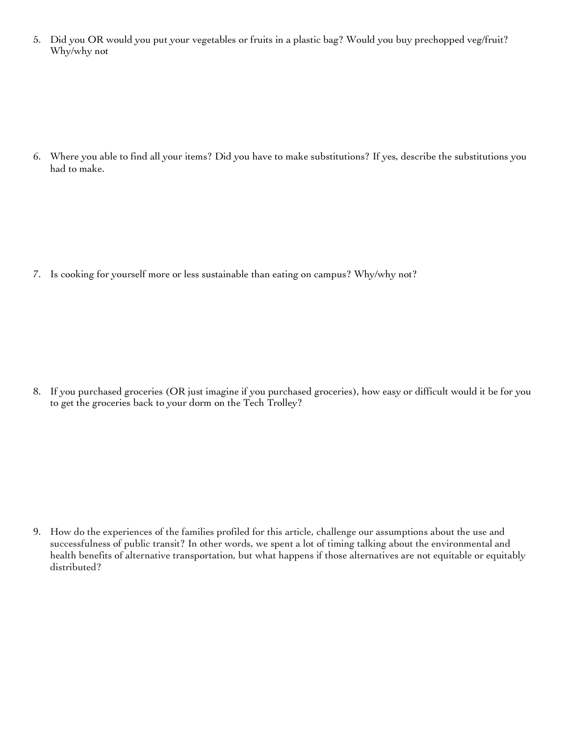5. Did you OR would you put your vegetables or fruits in a plastic bag? Would you buy prechopped veg/fruit? Why/why not

6. Where you able to find all your items? Did you have to make substitutions? If yes, describe the substitutions you had to make.

7. Is cooking for yourself more or less sustainable than eating on campus? Why/why not?

8. If you purchased groceries (OR just imagine if you purchased groceries), how easy or difficult would it be for you to get the groceries back to your dorm on the Tech Trolley?

9. How do the experiences of the families profiled for this article, challenge our assumptions about the use and successfulness of public transit? In other words, we spent a lot of timing talking about the environmental and health benefits of alternative transportation, but what happens if those alternatives are not equitable or equitably distributed?